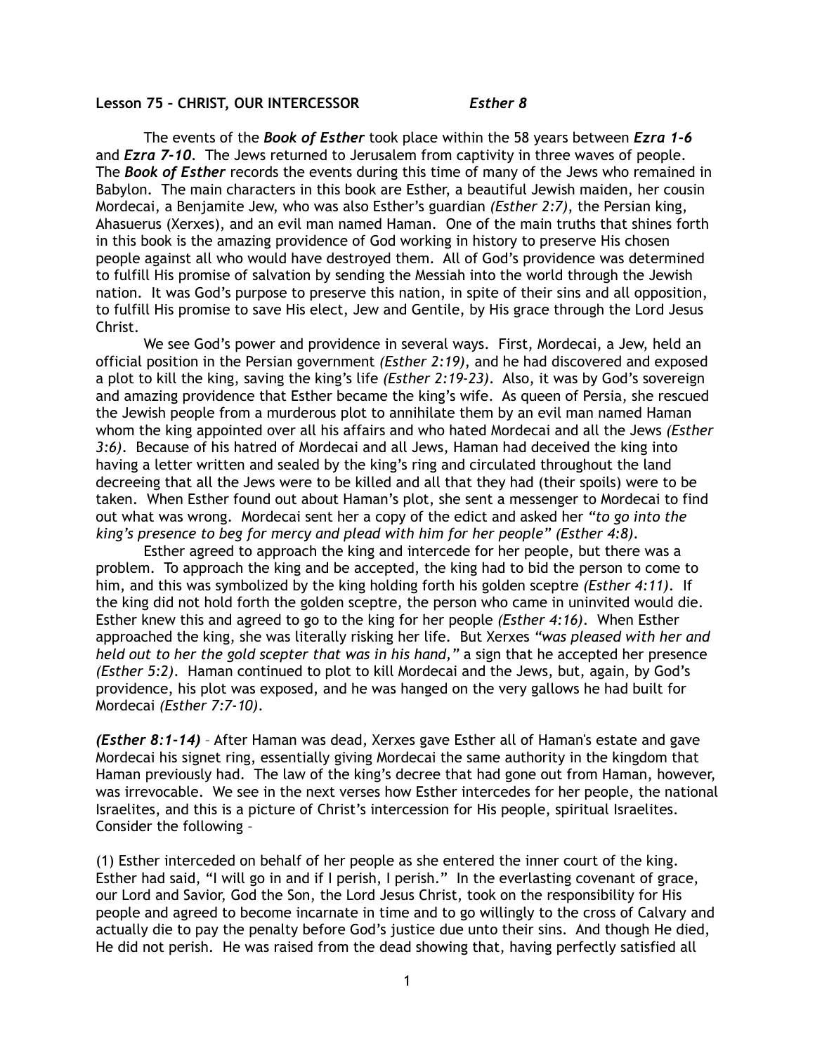**Lesson 75 – CHRIST, OUR INTERCESSOR** ***Esther 8***

The events of the ***Book of Esther*** took place within the 58 years between ***Ezra 1-6*** and ***Ezra 7-10***. The Jews returned to Jerusalem from captivity in three waves of people. The ***Book of Esther*** records the events during this time of many of the Jews who remained in Babylon. The main characters in this book are Esther, a beautiful Jewish maiden, her cousin Mordecai, a Benjamite Jew, who was also Esther's guardian *(Esther 2:7)*, the Persian king, Ahasuerus (Xerxes), and an evil man named Haman. One of the main truths that shines forth in this book is the amazing providence of God working in history to preserve His chosen people against all who would have destroyed them. All of God's providence was determined to fulfill His promise of salvation by sending the Messiah into the world through the Jewish nation. It was God's purpose to preserve this nation, in spite of their sins and all opposition, to fulfill His promise to save His elect, Jew and Gentile, by His grace through the Lord Jesus Christ.

We see God's power and providence in several ways. First, Mordecai, a Jew, held an official position in the Persian government *(Esther 2:19)*, and he had discovered and exposed a plot to kill the king, saving the king's life *(Esther 2:19-23)*. Also, it was by God's sovereign and amazing providence that Esther became the king's wife. As queen of Persia, she rescued the Jewish people from a murderous plot to annihilate them by an evil man named Haman whom the king appointed over all his affairs and who hated Mordecai and all the Jews *(Esther 3:6)*. Because of his hatred of Mordecai and all Jews, Haman had deceived the king into having a letter written and sealed by the king's ring and circulated throughout the land decreeing that all the Jews were to be killed and all that they had (their spoils) were to be taken. When Esther found out about Haman's plot, she sent a messenger to Mordecai to find out what was wrong. Mordecai sent her a copy of the edict and asked her *"to go into the king's presence to beg for mercy and plead with him for her people" (Esther 4:8)*.

Esther agreed to approach the king and intercede for her people, but there was a problem. To approach the king and be accepted, the king had to bid the person to come to him, and this was symbolized by the king holding forth his golden sceptre *(Esther 4:11)*. If the king did not hold forth the golden sceptre, the person who came in uninvited would die. Esther knew this and agreed to go to the king for her people *(Esther 4:16)*. When Esther approached the king, she was literally risking her life. But Xerxes *"was pleased with her and held out to her the gold scepter that was in his hand,"* a sign that he accepted her presence *(Esther 5:2)*. Haman continued to plot to kill Mordecai and the Jews, but, again, by God's providence, his plot was exposed, and he was hanged on the very gallows he had built for Mordecai *(Esther 7:7-10)*.

***(Esther 8:1-14)*** – After Haman was dead, Xerxes gave Esther all of Haman's estate and gave Mordecai his signet ring, essentially giving Mordecai the same authority in the kingdom that Haman previously had. The law of the king's decree that had gone out from Haman, however, was irrevocable. We see in the next verses how Esther intercedes for her people, the national Israelites, and this is a picture of Christ's intercession for His people, spiritual Israelites. Consider the following –

(1) Esther interceded on behalf of her people as she entered the inner court of the king. Esther had said, "I will go in and if I perish, I perish." In the everlasting covenant of grace, our Lord and Savior, God the Son, the Lord Jesus Christ, took on the responsibility for His people and agreed to become incarnate in time and to go willingly to the cross of Calvary and actually die to pay the penalty before God's justice due unto their sins. And though He died, He did not perish. He was raised from the dead showing that, having perfectly satisfied all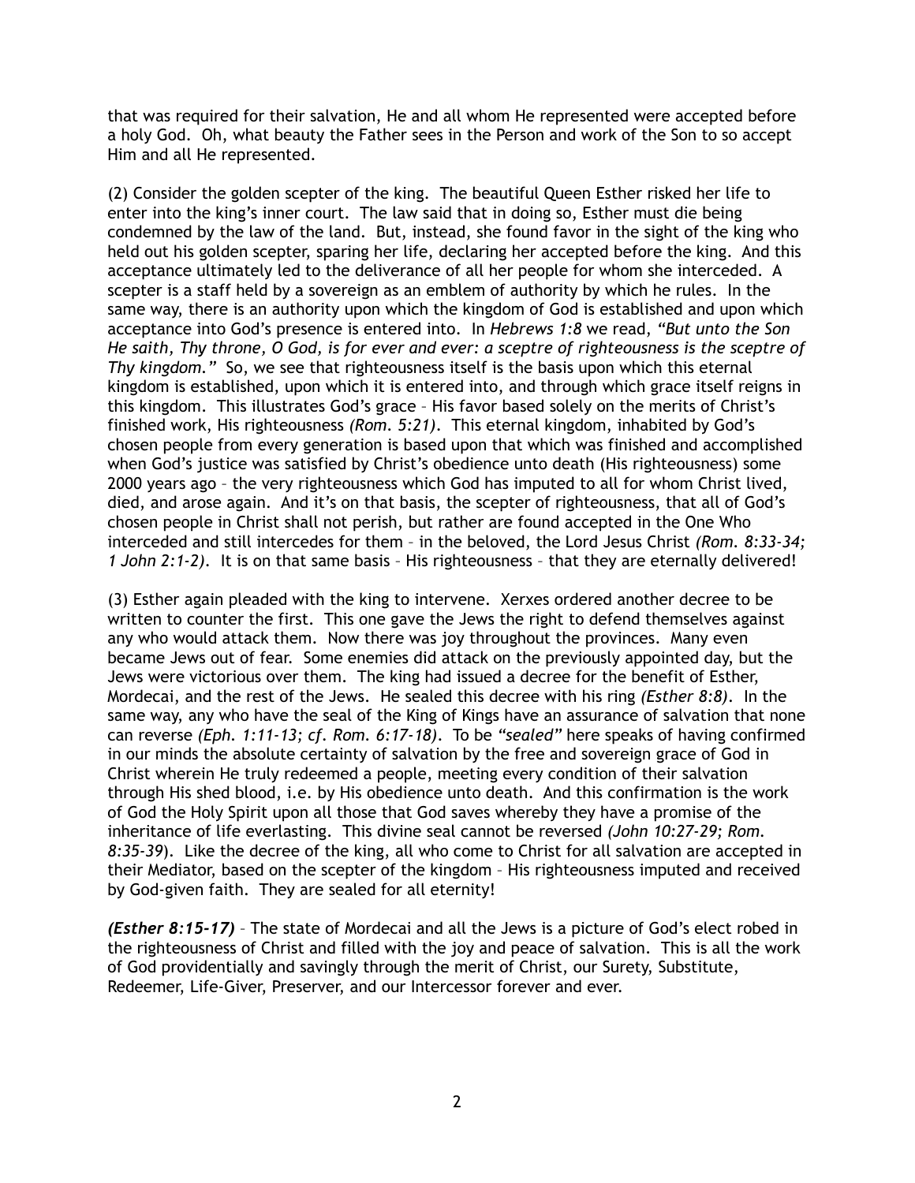that was required for their salvation, He and all whom He represented were accepted before a holy God. Oh, what beauty the Father sees in the Person and work of the Son to so accept Him and all He represented.

(2) Consider the golden scepter of the king. The beautiful Queen Esther risked her life to enter into the king's inner court. The law said that in doing so, Esther must die being condemned by the law of the land. But, instead, she found favor in the sight of the king who held out his golden scepter, sparing her life, declaring her accepted before the king. And this acceptance ultimately led to the deliverance of all her people for whom she interceded. A scepter is a staff held by a sovereign as an emblem of authority by which he rules. In the same way, there is an authority upon which the kingdom of God is established and upon which acceptance into God's presence is entered into. In *Hebrews 1:8* we read, *"But unto the Son He saith, Thy throne, O God, is for ever and ever: a sceptre of righteousness is the sceptre of Thy kingdom."* So, we see that righteousness itself is the basis upon which this eternal kingdom is established, upon which it is entered into, and through which grace itself reigns in this kingdom. This illustrates God's grace – His favor based solely on the merits of Christ's finished work, His righteousness *(Rom. 5:21)*. This eternal kingdom, inhabited by God's chosen people from every generation is based upon that which was finished and accomplished when God's justice was satisfied by Christ's obedience unto death (His righteousness) some 2000 years ago – the very righteousness which God has imputed to all for whom Christ lived, died, and arose again. And it's on that basis, the scepter of righteousness, that all of God's chosen people in Christ shall not perish, but rather are found accepted in the One Who interceded and still intercedes for them – in the beloved, the Lord Jesus Christ *(Rom. 8:33-34; 1 John 2:1-2)*. It is on that same basis – His righteousness – that they are eternally delivered!

(3) Esther again pleaded with the king to intervene. Xerxes ordered another decree to be written to counter the first. This one gave the Jews the right to defend themselves against any who would attack them. Now there was joy throughout the provinces. Many even became Jews out of fear. Some enemies did attack on the previously appointed day, but the Jews were victorious over them. The king had issued a decree for the benefit of Esther, Mordecai, and the rest of the Jews. He sealed this decree with his ring *(Esther 8:8)*. In the same way, any who have the seal of the King of Kings have an assurance of salvation that none can reverse *(Eph. 1:11-13; cf. Rom. 6:17-18)*. To be *"sealed"* here speaks of having confirmed in our minds the absolute certainty of salvation by the free and sovereign grace of God in Christ wherein He truly redeemed a people, meeting every condition of their salvation through His shed blood, i.e. by His obedience unto death. And this confirmation is the work of God the Holy Spirit upon all those that God saves whereby they have a promise of the inheritance of life everlasting. This divine seal cannot be reversed *(John 10:27-29; Rom. 8:35-39)*. Like the decree of the king, all who come to Christ for all salvation are accepted in their Mediator, based on the scepter of the kingdom – His righteousness imputed and received by God-given faith. They are sealed for all eternity!

***(Esther 8:15-17)*** – The state of Mordecai and all the Jews is a picture of God's elect robed in the righteousness of Christ and filled with the joy and peace of salvation. This is all the work of God providentially and savingly through the merit of Christ, our Surety, Substitute, Redeemer, Life-Giver, Preserver, and our Intercessor forever and ever.